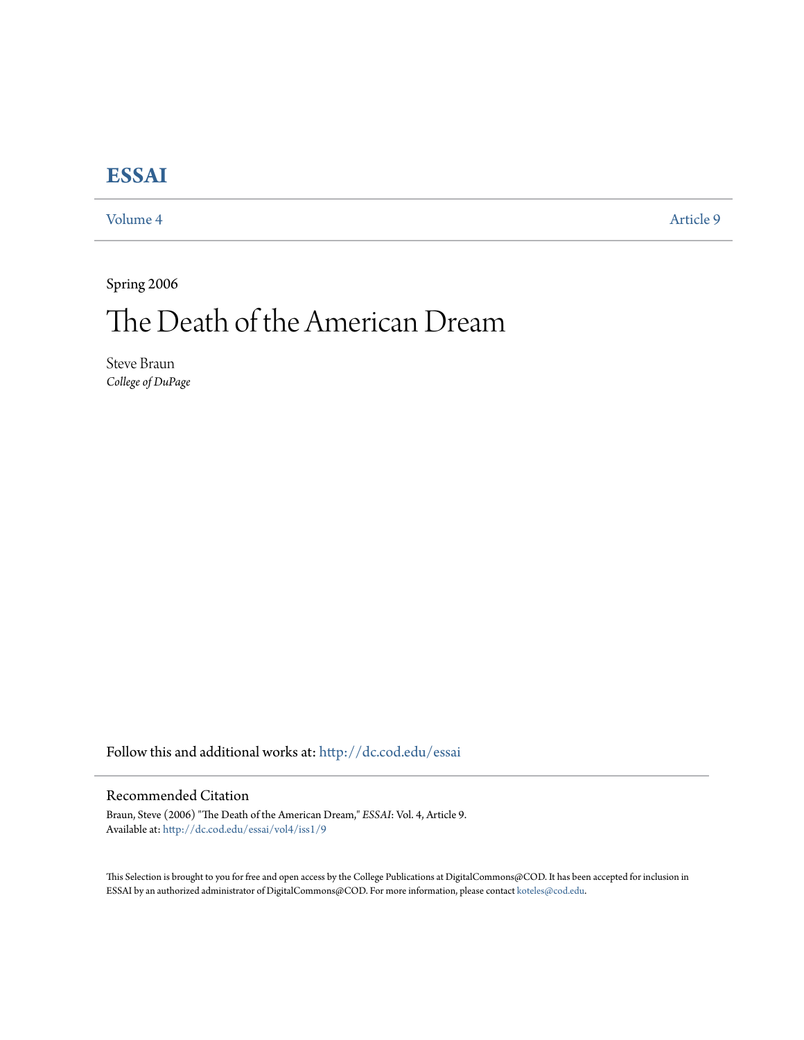# ESSAI

Volume 4 | Article 9

Spring 2006

# The Death of the American Dream

Steve Braun
*College of DuPage*

Follow this and additional works at: http://dc.cod.edu/essai

## Recommended Citation

Braun, Steve (2006) "The Death of the American Dream," *ESSAI*: Vol. 4, Article 9.
Available at: http://dc.cod.edu/essai/vol4/iss1/9

This Selection is brought to you for free and open access by the College Publications at DigitalCommons@COD. It has been accepted for inclusion in ESSAI by an authorized administrator of DigitalCommons@COD. For more information, please contact koteles@cod.edu.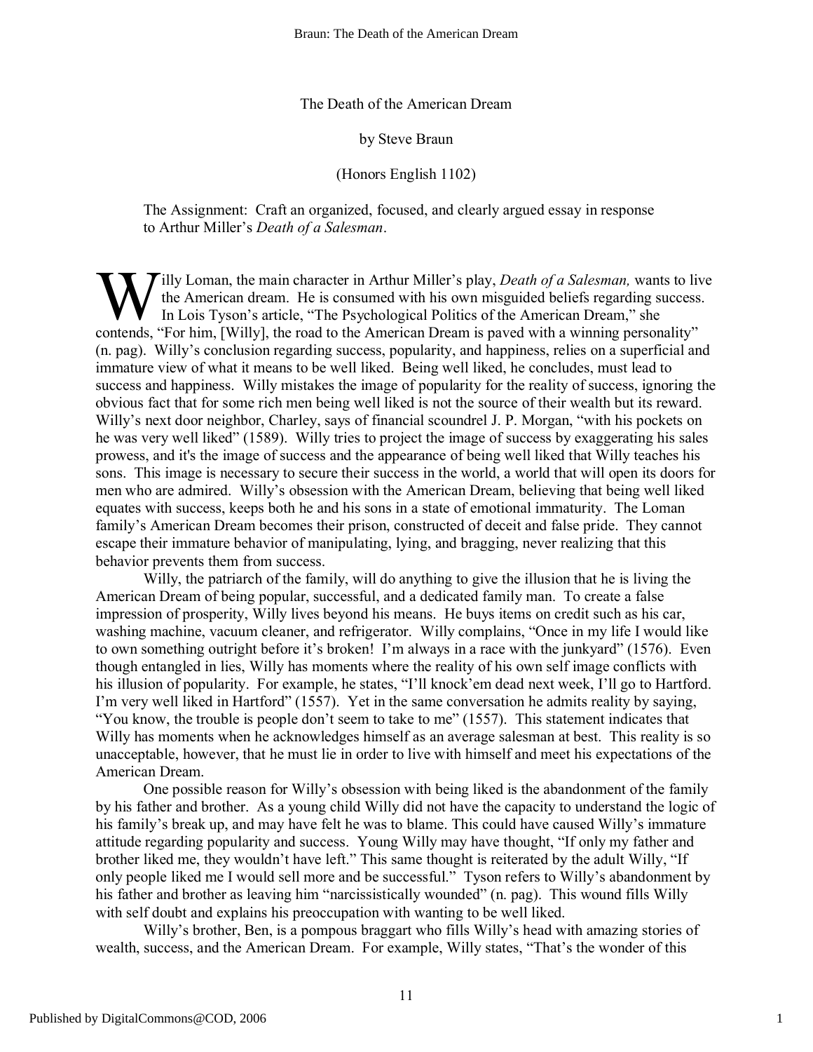The Death of the American Dream

by Steve Braun

(Honors English 1102)

The Assignment: Craft an organized, focused, and clearly argued essay in response to Arthur Miller's *Death of a Salesman*.

Willy Loman, the main character in Arthur Miller's play, *Death of a Salesman,* wants to live the American dream. He is consumed with his own misguided beliefs regarding success. In Lois Tyson's article, "The Psychological Politics of the American Dream," she contends, "For him, [Willy], the road to the American Dream is paved with a winning personality" (n. pag). Willy's conclusion regarding success, popularity, and happiness, relies on a superficial and immature view of what it means to be well liked. Being well liked, he concludes, must lead to success and happiness. Willy mistakes the image of popularity for the reality of success, ignoring the obvious fact that for some rich men being well liked is not the source of their wealth but its reward. Willy's next door neighbor, Charley, says of financial scoundrel J. P. Morgan, "with his pockets on he was very well liked" (1589). Willy tries to project the image of success by exaggerating his sales prowess, and it's the image of success and the appearance of being well liked that Willy teaches his sons. This image is necessary to secure their success in the world, a world that will open its doors for men who are admired. Willy's obsession with the American Dream, believing that being well liked equates with success, keeps both he and his sons in a state of emotional immaturity. The Loman family's American Dream becomes their prison, constructed of deceit and false pride. They cannot escape their immature behavior of manipulating, lying, and bragging, never realizing that this behavior prevents them from success.

Willy, the patriarch of the family, will do anything to give the illusion that he is living the American Dream of being popular, successful, and a dedicated family man. To create a false impression of prosperity, Willy lives beyond his means. He buys items on credit such as his car, washing machine, vacuum cleaner, and refrigerator. Willy complains, "Once in my life I would like to own something outright before it's broken! I'm always in a race with the junkyard" (1576). Even though entangled in lies, Willy has moments where the reality of his own self image conflicts with his illusion of popularity. For example, he states, "I'll knock'em dead next week, I'll go to Hartford. I'm very well liked in Hartford" (1557). Yet in the same conversation he admits reality by saying, "You know, the trouble is people don't seem to take to me" (1557). This statement indicates that Willy has moments when he acknowledges himself as an average salesman at best. This reality is so unacceptable, however, that he must lie in order to live with himself and meet his expectations of the American Dream.

One possible reason for Willy's obsession with being liked is the abandonment of the family by his father and brother. As a young child Willy did not have the capacity to understand the logic of his family's break up, and may have felt he was to blame. This could have caused Willy's immature attitude regarding popularity and success. Young Willy may have thought, "If only my father and brother liked me, they wouldn't have left." This same thought is reiterated by the adult Willy, "If only people liked me I would sell more and be successful." Tyson refers to Willy's abandonment by his father and brother as leaving him "narcissistically wounded" (n. pag). This wound fills Willy with self doubt and explains his preoccupation with wanting to be well liked.

Willy's brother, Ben, is a pompous braggart who fills Willy's head with amazing stories of wealth, success, and the American Dream. For example, Willy states, "That's the wonder of this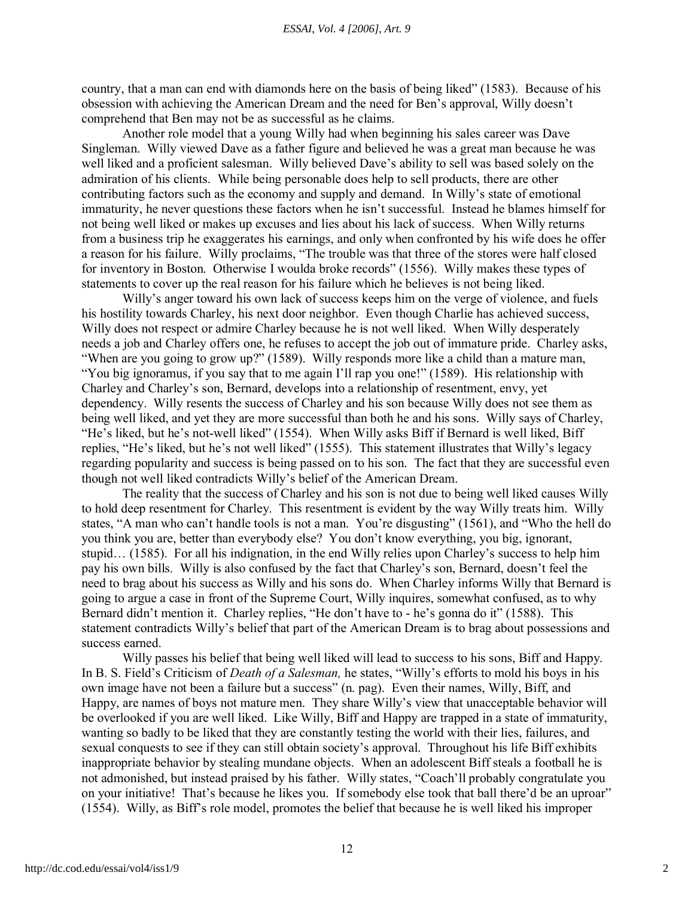country, that a man can end with diamonds here on the basis of being liked" (1583). Because of his obsession with achieving the American Dream and the need for Ben's approval, Willy doesn't comprehend that Ben may not be as successful as he claims.

Another role model that a young Willy had when beginning his sales career was Dave Singleman. Willy viewed Dave as a father figure and believed he was a great man because he was well liked and a proficient salesman. Willy believed Dave's ability to sell was based solely on the admiration of his clients. While being personable does help to sell products, there are other contributing factors such as the economy and supply and demand. In Willy's state of emotional immaturity, he never questions these factors when he isn't successful. Instead he blames himself for not being well liked or makes up excuses and lies about his lack of success. When Willy returns from a business trip he exaggerates his earnings, and only when confronted by his wife does he offer a reason for his failure. Willy proclaims, "The trouble was that three of the stores were half closed for inventory in Boston. Otherwise I woulda broke records" (1556). Willy makes these types of statements to cover up the real reason for his failure which he believes is not being liked.

Willy's anger toward his own lack of success keeps him on the verge of violence, and fuels his hostility towards Charley, his next door neighbor. Even though Charlie has achieved success, Willy does not respect or admire Charley because he is not well liked. When Willy desperately needs a job and Charley offers one, he refuses to accept the job out of immature pride. Charley asks, "When are you going to grow up?" (1589). Willy responds more like a child than a mature man, "You big ignoramus, if you say that to me again I'll rap you one!" (1589). His relationship with Charley and Charley's son, Bernard, develops into a relationship of resentment, envy, yet dependency. Willy resents the success of Charley and his son because Willy does not see them as being well liked, and yet they are more successful than both he and his sons. Willy says of Charley, "He's liked, but he's not-well liked" (1554). When Willy asks Biff if Bernard is well liked, Biff replies, "He's liked, but he's not well liked" (1555). This statement illustrates that Willy's legacy regarding popularity and success is being passed on to his son. The fact that they are successful even though not well liked contradicts Willy's belief of the American Dream.

The reality that the success of Charley and his son is not due to being well liked causes Willy to hold deep resentment for Charley. This resentment is evident by the way Willy treats him. Willy states, "A man who can't handle tools is not a man. You're disgusting" (1561), and "Who the hell do you think you are, better than everybody else? You don't know everything, you big, ignorant, stupid… (1585). For all his indignation, in the end Willy relies upon Charley's success to help him pay his own bills. Willy is also confused by the fact that Charley's son, Bernard, doesn't feel the need to brag about his success as Willy and his sons do. When Charley informs Willy that Bernard is going to argue a case in front of the Supreme Court, Willy inquires, somewhat confused, as to why Bernard didn't mention it. Charley replies, "He don't have to - he's gonna do it" (1588). This statement contradicts Willy's belief that part of the American Dream is to brag about possessions and success earned.

Willy passes his belief that being well liked will lead to success to his sons, Biff and Happy. In B. S. Field's Criticism of *Death of a Salesman,* he states, "Willy's efforts to mold his boys in his own image have not been a failure but a success" (n. pag). Even their names, Willy, Biff, and Happy, are names of boys not mature men. They share Willy's view that unacceptable behavior will be overlooked if you are well liked. Like Willy, Biff and Happy are trapped in a state of immaturity, wanting so badly to be liked that they are constantly testing the world with their lies, failures, and sexual conquests to see if they can still obtain society's approval. Throughout his life Biff exhibits inappropriate behavior by stealing mundane objects. When an adolescent Biff steals a football he is not admonished, but instead praised by his father. Willy states, "Coach'll probably congratulate you on your initiative! That's because he likes you. If somebody else took that ball there'd be an uproar" (1554). Willy, as Biff's role model, promotes the belief that because he is well liked his improper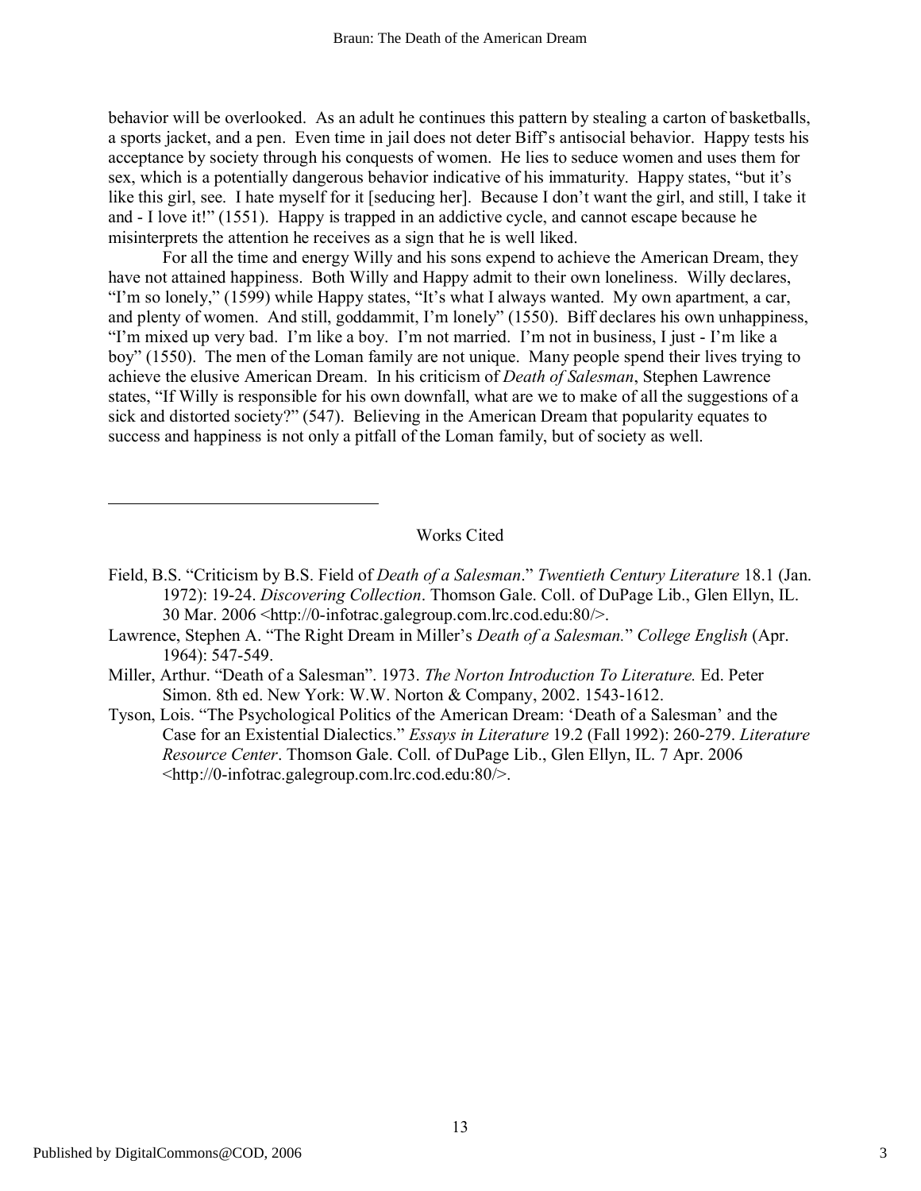behavior will be overlooked. As an adult he continues this pattern by stealing a carton of basketballs, a sports jacket, and a pen. Even time in jail does not deter Biff's antisocial behavior. Happy tests his acceptance by society through his conquests of women. He lies to seduce women and uses them for sex, which is a potentially dangerous behavior indicative of his immaturity. Happy states, "but it's like this girl, see. I hate myself for it [seducing her]. Because I don't want the girl, and still, I take it and - I love it!" (1551). Happy is trapped in an addictive cycle, and cannot escape because he misinterprets the attention he receives as a sign that he is well liked.

For all the time and energy Willy and his sons expend to achieve the American Dream, they have not attained happiness. Both Willy and Happy admit to their own loneliness. Willy declares, "I'm so lonely," (1599) while Happy states, "It's what I always wanted. My own apartment, a car, and plenty of women. And still, goddammit, I'm lonely" (1550). Biff declares his own unhappiness, "I'm mixed up very bad. I'm like a boy. I'm not married. I'm not in business, I just - I'm like a boy" (1550). The men of the Loman family are not unique. Many people spend their lives trying to achieve the elusive American Dream. In his criticism of *Death of Salesman*, Stephen Lawrence states, "If Willy is responsible for his own downfall, what are we to make of all the suggestions of a sick and distorted society?" (547). Believing in the American Dream that popularity equates to success and happiness is not only a pitfall of the Loman family, but of society as well.

## Works Cited

Field, B.S. "Criticism by B.S. Field of *Death of a Salesman*." *Twentieth Century Literature* 18.1 (Jan. 1972): 19-24. *Discovering Collection*. Thomson Gale. Coll. of DuPage Lib., Glen Ellyn, IL. 30 Mar. 2006 <http://0-infotrac.galegroup.com.lrc.cod.edu:80/>.

Lawrence, Stephen A. "The Right Dream in Miller's *Death of a Salesman.*" *College English* (Apr. 1964): 547-549.

Miller, Arthur. "Death of a Salesman". 1973. *The Norton Introduction To Literature.* Ed. Peter Simon. 8th ed. New York: W.W. Norton & Company, 2002. 1543-1612.

Tyson, Lois. "The Psychological Politics of the American Dream: 'Death of a Salesman' and the Case for an Existential Dialectics." *Essays in Literature* 19.2 (Fall 1992): 260-279. *Literature Resource Center*. Thomson Gale. Coll. of DuPage Lib., Glen Ellyn, IL. 7 Apr. 2006 <http://0-infotrac.galegroup.com.lrc.cod.edu:80/>.